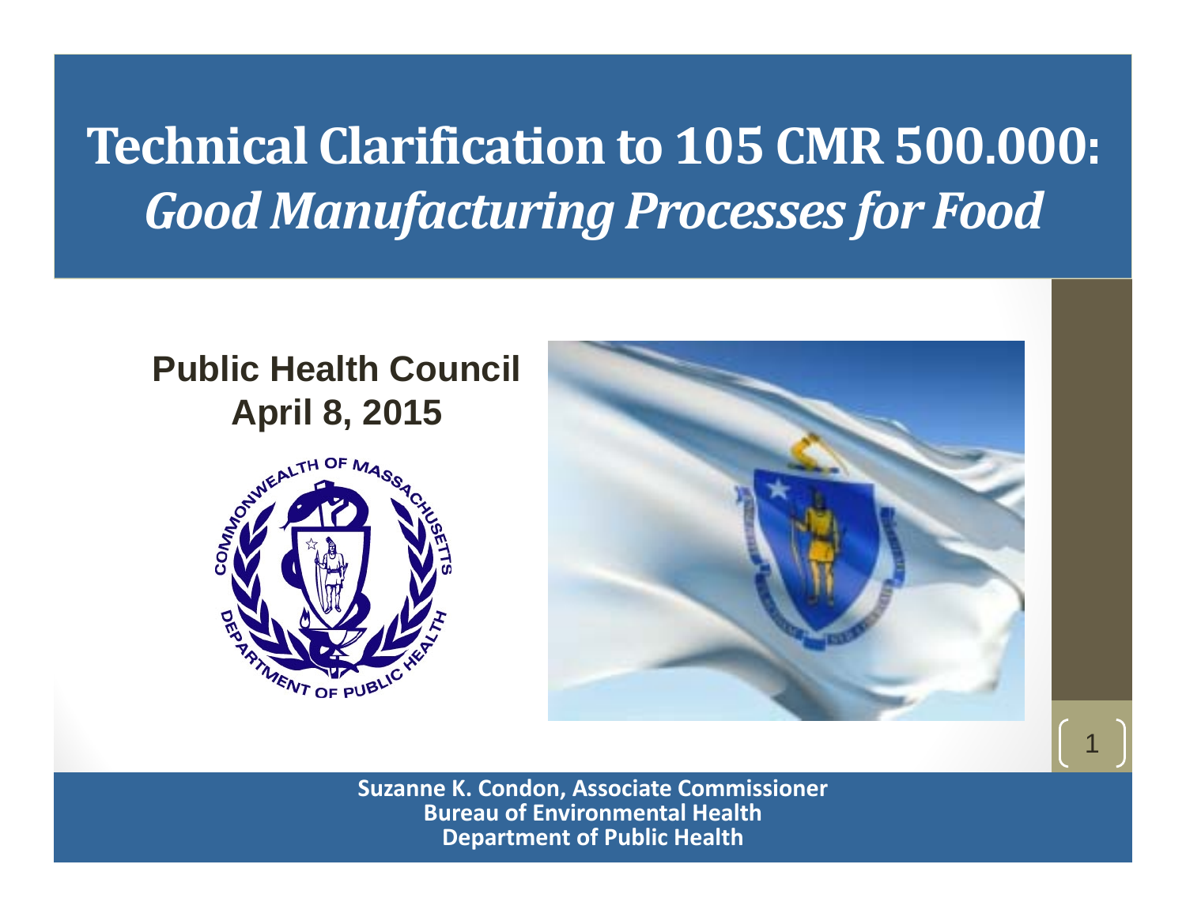# Technical Clarification to 105 CMR 500.000: *Good Manufacturing Processes for Food*

**Public Health Council**
**April 8, 2015**

**Suzanne K. Condon, Associate Commissioner**
**Bureau of Environmental Health**
**Department of Public Health**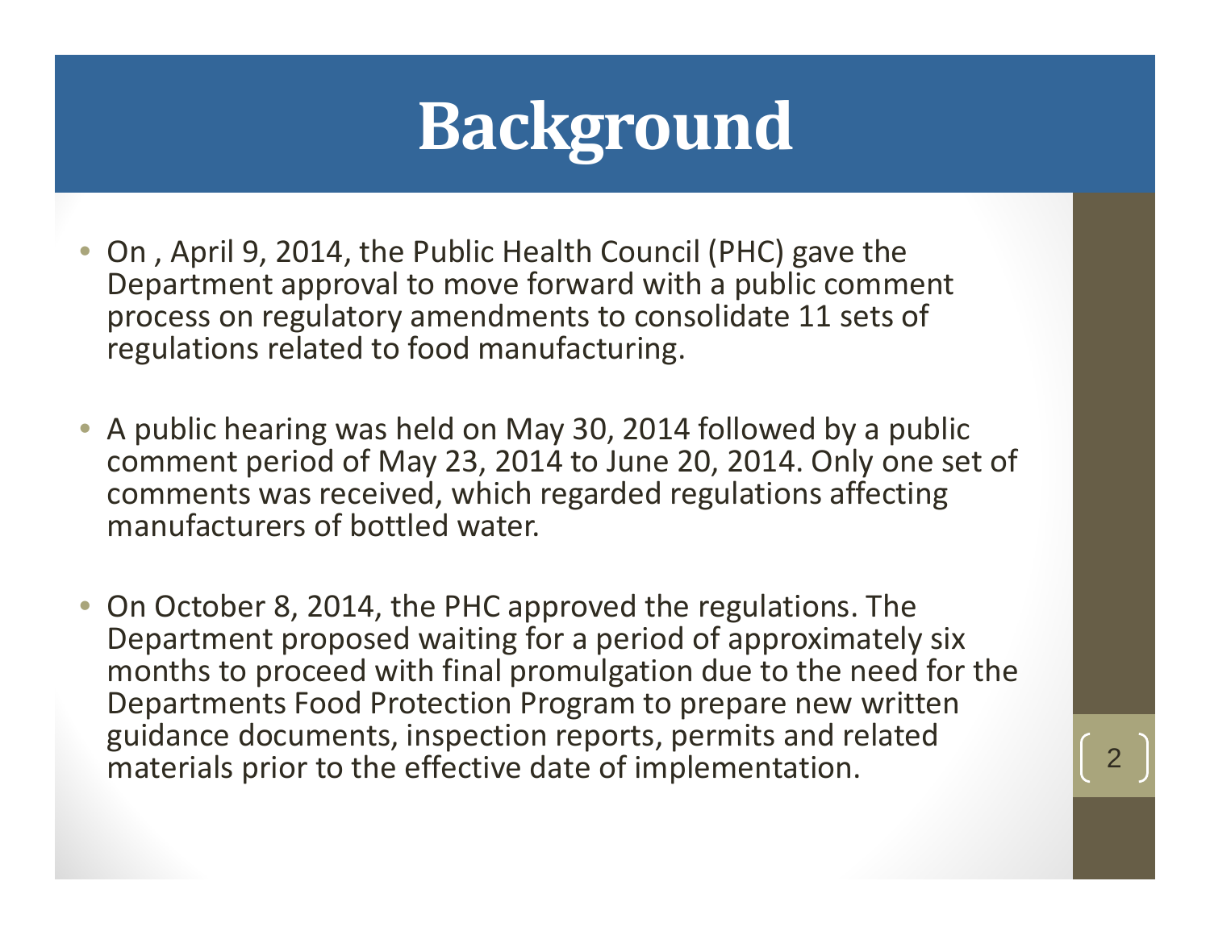# Background

- On , April 9, 2014, the Public Health Council (PHC) gave the Department approval to move forward with a public comment process on regulatory amendments to consolidate 11 sets of regulations related to food manufacturing.
- A public hearing was held on May 30, 2014 followed by a public comment period of May 23, 2014 to June 20, 2014. Only one set of comments was received, which regarded regulations affecting manufacturers of bottled water.
- On October 8, 2014, the PHC approved the regulations. The Department proposed waiting for a period of approximately six months to proceed with final promulgation due to the need for the Departments Food Protection Program to prepare new written guidance documents, inspection reports, permits and related materials prior to the effective date of implementation.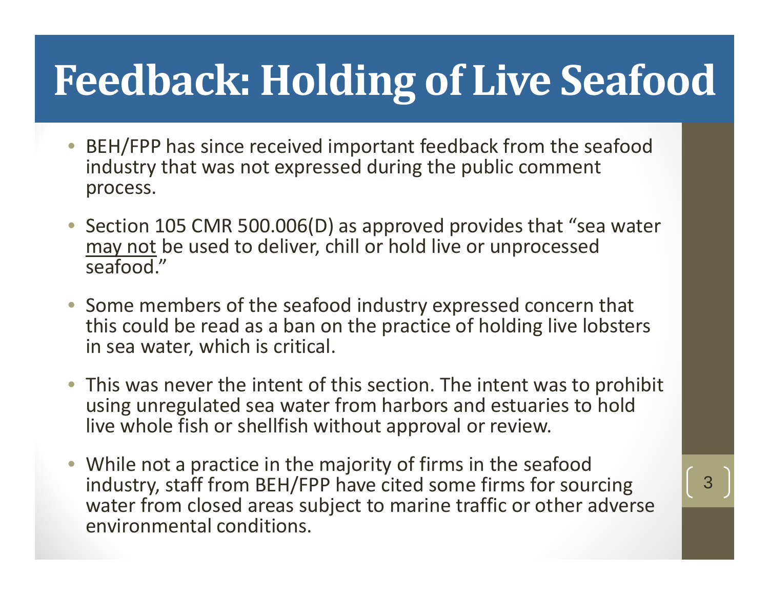# Feedback: Holding of Live Seafood

- BEH/FPP has since received important feedback from the seafood industry that was not expressed during the public comment process.
- Section 105 CMR 500.006(D) as approved provides that "sea water <u>may not</u> be used to deliver, chill or hold live or unprocessed seafood."
- Some members of the seafood industry expressed concern that this could be read as a ban on the practice of holding live lobsters in sea water, which is critical.
- This was never the intent of this section. The intent was to prohibit using unregulated sea water from harbors and estuaries to hold live whole fish or shellfish without approval or review.
- While not a practice in the majority of firms in the seafood industry, staff from BEH/FPP have cited some firms for sourcing water from closed areas subject to marine traffic or other adverse environmental conditions.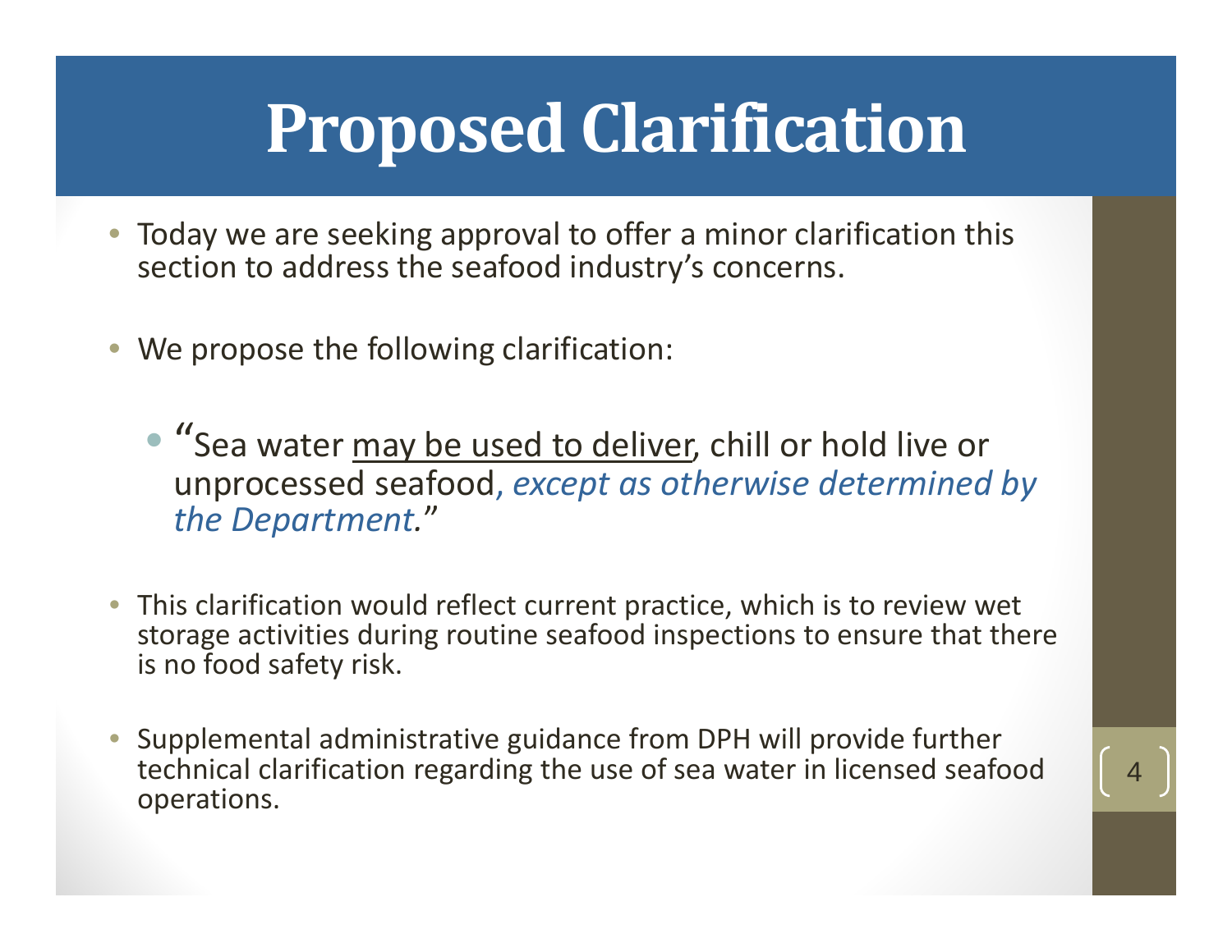# Proposed Clarification

- Today we are seeking approval to offer a minor clarification this section to address the seafood industry's concerns.
- We propose the following clarification:
  - "Sea water <u>may be used to deliver</u>, chill or hold live or unprocessed seafood*, except as otherwise determined by the Department.*"
- This clarification would reflect current practice, which is to review wet storage activities during routine seafood inspections to ensure that there is no food safety risk.
- Supplemental administrative guidance from DPH will provide further technical clarification regarding the use of sea water in licensed seafood operations.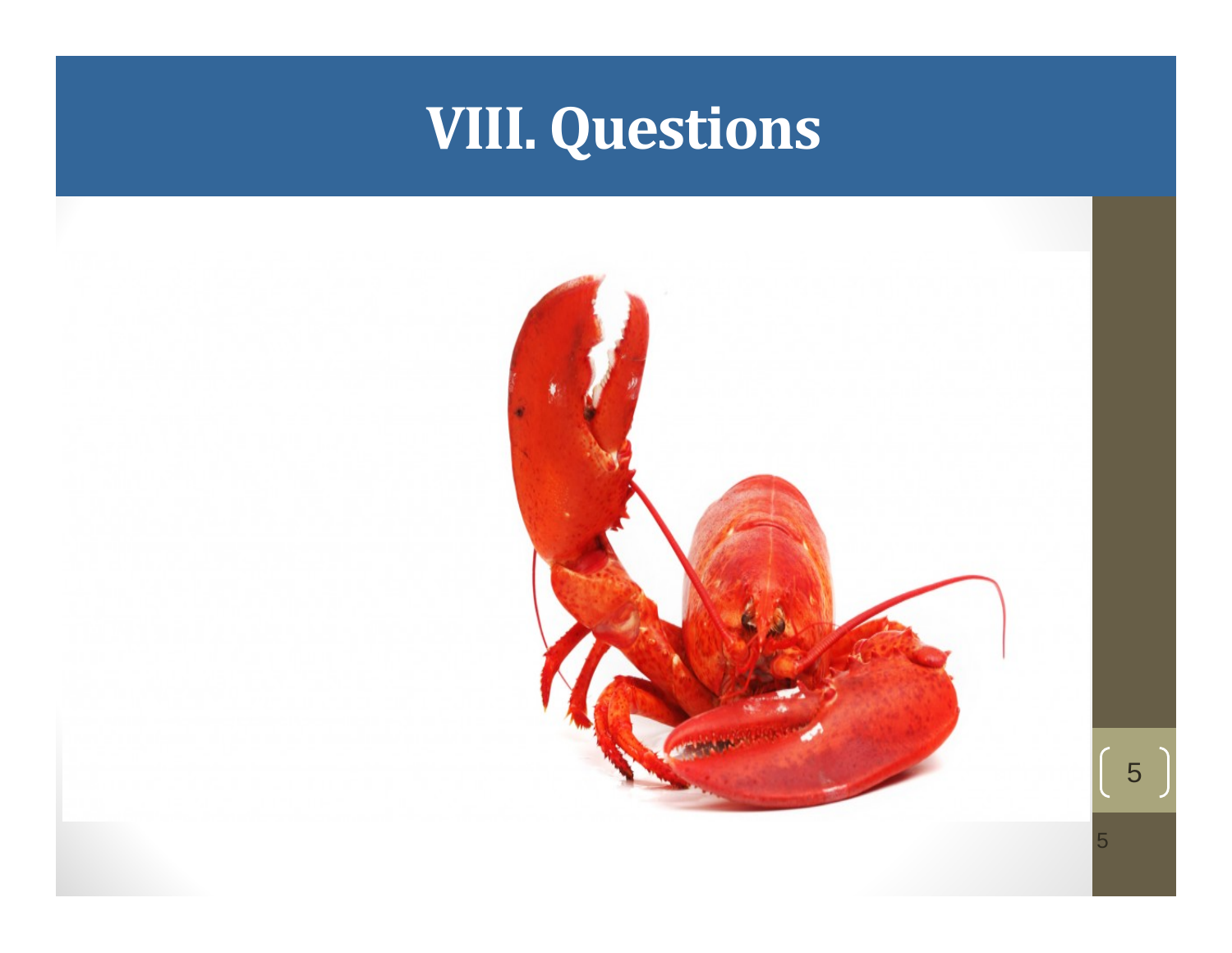# VIII. Questions